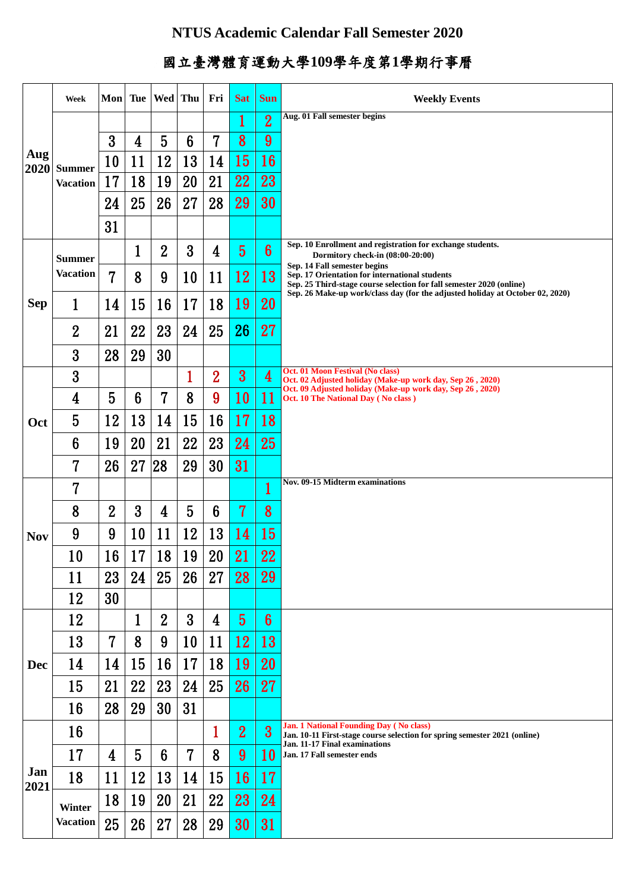# NTUS Academic Calendar Fall Semester 2020

# 國立臺灣體育運動大學109學年度第1學期行事曆

| | Week | Mon | Tue | Wed | Thu | Fri | Sat | Sun | Weekly Events |
|---|---|---|---|---|---|---|---|---|---|
| Aug 2020 | Summer Vacation | | | | | | 1 | 2 | Aug. 01 Fall semester begins |
| | | 3 | 4 | 5 | 6 | 7 | 8 | 9 | |
| | | 10 | 11 | 12 | 13 | 14 | 15 | 16 | |
| | | 17 | 18 | 19 | 20 | 21 | 22 | 23 | |
| | | 24 | 25 | 26 | 27 | 28 | 29 | 30 | |
| | | 31 | | | | | | | |
| Sep | Summer Vacation | | 1 | 2 | 3 | 4 | 5 | 6 | Sep. 10 Enrollment and registration for exchange students. Dormitory check-in (08:00-20:00)<br>Sep. 14 Fall semester begins<br>Sep. 17 Orientation for international students<br>Sep. 25 Third-stage course selection for fall semester 2020 (online)<br>Sep. 26 Make-up work/class day (for the adjusted holiday at October 02, 2020) |
| | | 7 | 8 | 9 | 10 | 11 | 12 | 13 | |
| | 1 | 14 | 15 | 16 | 17 | 18 | 19 | 20 | |
| | 2 | 21 | 22 | 23 | 24 | 25 | 26 | 27 | |
| | 3 | 28 | 29 | 30 | | | | | |
| Oct | 3 | | | | 1 | 2 | 3 | 4 | Oct. 01 Moon Festival (No class)<br>Oct. 02 Adjusted holiday (Make-up work day, Sep 26 , 2020)<br>Oct. 09 Adjusted holiday (Make-up work day, Sep 26 , 2020)<br>Oct. 10 The National Day ( No class ) |
| | 4 | 5 | 6 | 7 | 8 | 9 | 10 | 11 | |
| | 5 | 12 | 13 | 14 | 15 | 16 | 17 | 18 | |
| | 6 | 19 | 20 | 21 | 22 | 23 | 24 | 25 | |
| | 7 | 26 | 27 | 28 | 29 | 30 | 31 | | |
| Nov | 7 | | | | | | | 1 | Nov. 09-15 Midterm examinations |
| | 8 | 2 | 3 | 4 | 5 | 6 | 7 | 8 | |
| | 9 | 9 | 10 | 11 | 12 | 13 | 14 | 15 | |
| | 10 | 16 | 17 | 18 | 19 | 20 | 21 | 22 | |
| | 11 | 23 | 24 | 25 | 26 | 27 | 28 | 29 | |
| | 12 | 30 | | | | | | | |
| Dec | 12 | | 1 | 2 | 3 | 4 | 5 | 6 | |
| | 13 | 7 | 8 | 9 | 10 | 11 | 12 | 13 | |
| | 14 | 14 | 15 | 16 | 17 | 18 | 19 | 20 | |
| | 15 | 21 | 22 | 23 | 24 | 25 | 26 | 27 | |
| | 16 | 28 | 29 | 30 | 31 | | | | |
| Jan 2021 | 16 | | | | | 1 | 2 | 3 | Jan. 1 National Founding Day ( No class)<br>Jan. 10-11 First-stage course selection for spring semester 2021 (online)<br>Jan. 11-17 Final examinations<br>Jan. 17 Fall semester ends |
| | 17 | 4 | 5 | 6 | 7 | 8 | 9 | 10 | |
| | 18 | 11 | 12 | 13 | 14 | 15 | 16 | 17 | |
| | Winter Vacation | 18 | 19 | 20 | 21 | 22 | 23 | 24 | |
| | | 25 | 26 | 27 | 28 | 29 | 30 | 31 | |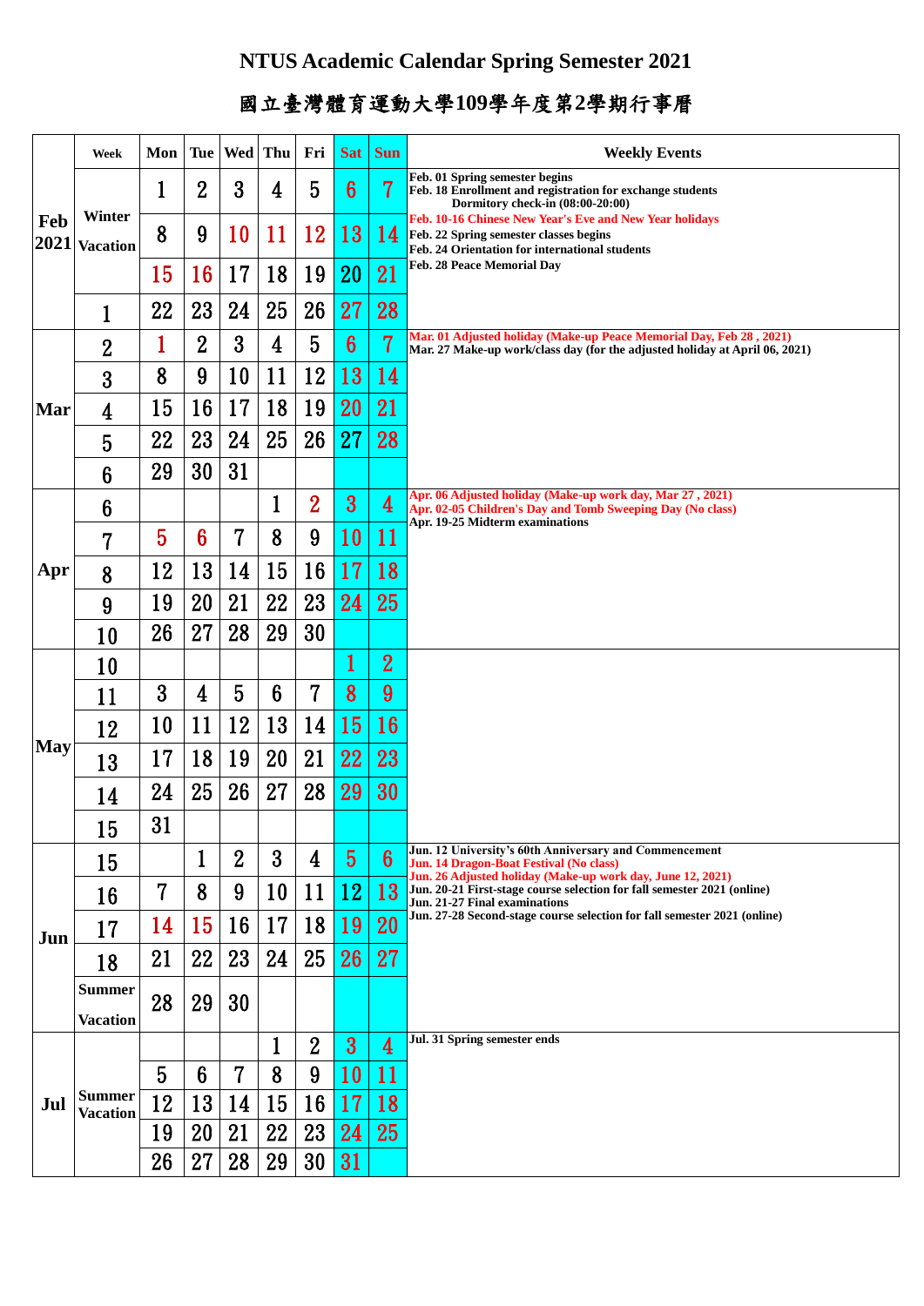# NTUS Academic Calendar Spring Semester 2021

# 國立臺灣體育運動大學109學年度第2學期行事曆

| | Week | Mon | Tue | Wed | Thu | Fri | Sat | Sun | Weekly Events |
|---|---|---|---|---|---|---|---|---|---|
| Feb 2021 | Winter Vacation | 1 | 2 | 3 | 4 | 5 | 6 | 7 | Feb. 01 Spring semester begins<br>Feb. 18 Enrollment and registration for exchange students<br>Dormitory check-in (08:00-20:00)<br>Feb. 10-16 Chinese New Year's Eve and New Year holidays<br>Feb. 22 Spring semester classes begins<br>Feb. 24 Orientation for international students<br>Feb. 28 Peace Memorial Day |
| | | 8 | 9 | 10 | 11 | 12 | 13 | 14 | |
| | | 15 | 16 | 17 | 18 | 19 | 20 | 21 | |
| | 1 | 22 | 23 | 24 | 25 | 26 | 27 | 28 | |
| Mar | 2 | 1 | 2 | 3 | 4 | 5 | 6 | 7 | Mar. 01 Adjusted holiday (Make-up Peace Memorial Day, Feb 28 , 2021)<br>Mar. 27 Make-up work/class day (for the adjusted holiday at April 06, 2021) |
| | 3 | 8 | 9 | 10 | 11 | 12 | 13 | 14 | |
| | 4 | 15 | 16 | 17 | 18 | 19 | 20 | 21 | |
| | 5 | 22 | 23 | 24 | 25 | 26 | 27 | 28 | |
| | 6 | 29 | 30 | 31 | | | | | |
| Apr | 6 | | | | 1 | 2 | 3 | 4 | Apr. 06 Adjusted holiday (Make-up work day, Mar 27 , 2021)<br>Apr. 02-05 Children's Day and Tomb Sweeping Day (No class)<br>Apr. 19-25 Midterm examinations |
| | 7 | 5 | 6 | 7 | 8 | 9 | 10 | 11 | |
| | 8 | 12 | 13 | 14 | 15 | 16 | 17 | 18 | |
| | 9 | 19 | 20 | 21 | 22 | 23 | 24 | 25 | |
| | 10 | 26 | 27 | 28 | 29 | 30 | | | |
| May | 10 | | | | | | 1 | 2 | |
| | 11 | 3 | 4 | 5 | 6 | 7 | 8 | 9 | |
| | 12 | 10 | 11 | 12 | 13 | 14 | 15 | 16 | |
| | 13 | 17 | 18 | 19 | 20 | 21 | 22 | 23 | |
| | 14 | 24 | 25 | 26 | 27 | 28 | 29 | 30 | |
| | 15 | 31 | | | | | | | |
| Jun | 15 | | 1 | 2 | 3 | 4 | 5 | 6 | Jun. 12 University's 60th Anniversary and Commencement<br>Jun. 14 Dragon-Boat Festival (No class)<br>Jun. 26 Adjusted holiday (Make-up work day, June 12, 2021)<br>Jun. 20-21 First-stage course selection for fall semester 2021 (online)<br>Jun. 21-27 Final examinations<br>Jun. 27-28 Second-stage course selection for fall semester 2021 (online) |
| | 16 | 7 | 8 | 9 | 10 | 11 | 12 | 13 | |
| | 17 | 14 | 15 | 16 | 17 | 18 | 19 | 20 | |
| | 18 | 21 | 22 | 23 | 24 | 25 | 26 | 27 | |
| | Summer Vacation | 28 | 29 | 30 | | | | | |
| Jul | Summer Vacation | | | | 1 | 2 | 3 | 4 | Jul. 31 Spring semester ends |
| | | 5 | 6 | 7 | 8 | 9 | 10 | 11 | |
| | | 12 | 13 | 14 | 15 | 16 | 17 | 18 | |
| | | 19 | 20 | 21 | 22 | 23 | 24 | 25 | |
| | | 26 | 27 | 28 | 29 | 30 | 31 | | |